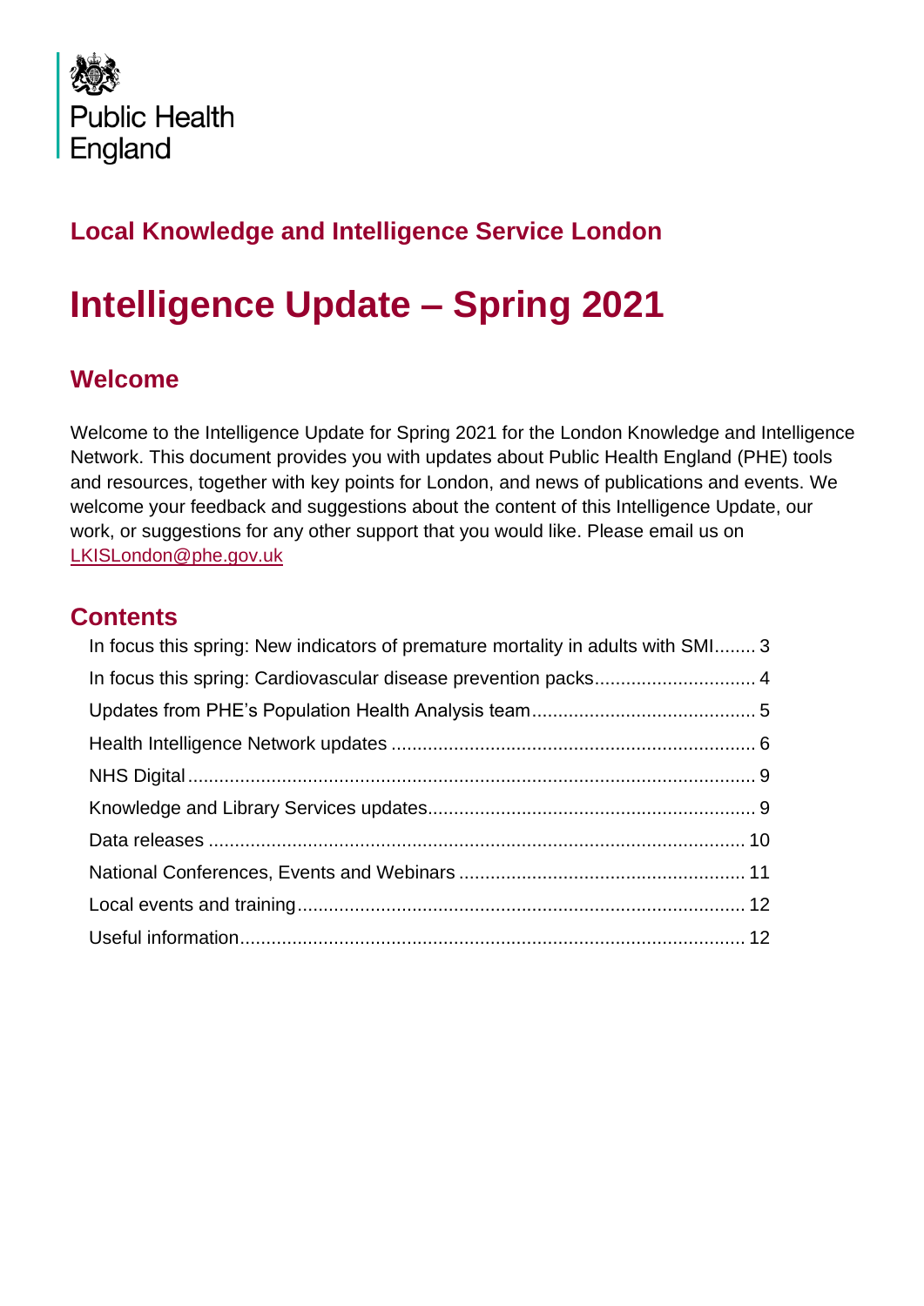Public Health England

## Local Knowledge and Intelligence Service London

# Intelligence Update – Spring 2021

## Welcome

Welcome to the Intelligence Update for Spring 2021 for the London Knowledge and Intelligence Network. This document provides you with updates about Public Health England (PHE) tools and resources, together with key points for London, and news of publications and events. We welcome your feedback and suggestions about the content of this Intelligence Update, our work, or suggestions for any other support that you would like. Please email us on LKISLondon@phe.gov.uk

## Contents

In focus this spring: New indicators of premature mortality in adults with SMI........ 3
In focus this spring: Cardiovascular disease prevention packs.............................. 4
Updates from PHE's Population Health Analysis team........................................... 5
Health Intelligence Network updates ..................................................................... 6
NHS Digital............................................................................................................ 9
Knowledge and Library Services updates.............................................................. 9
Data releases ....................................................................................................... 10
National Conferences, Events and Webinars ....................................................... 11
Local events and training...................................................................................... 12
Useful information................................................................................................. 12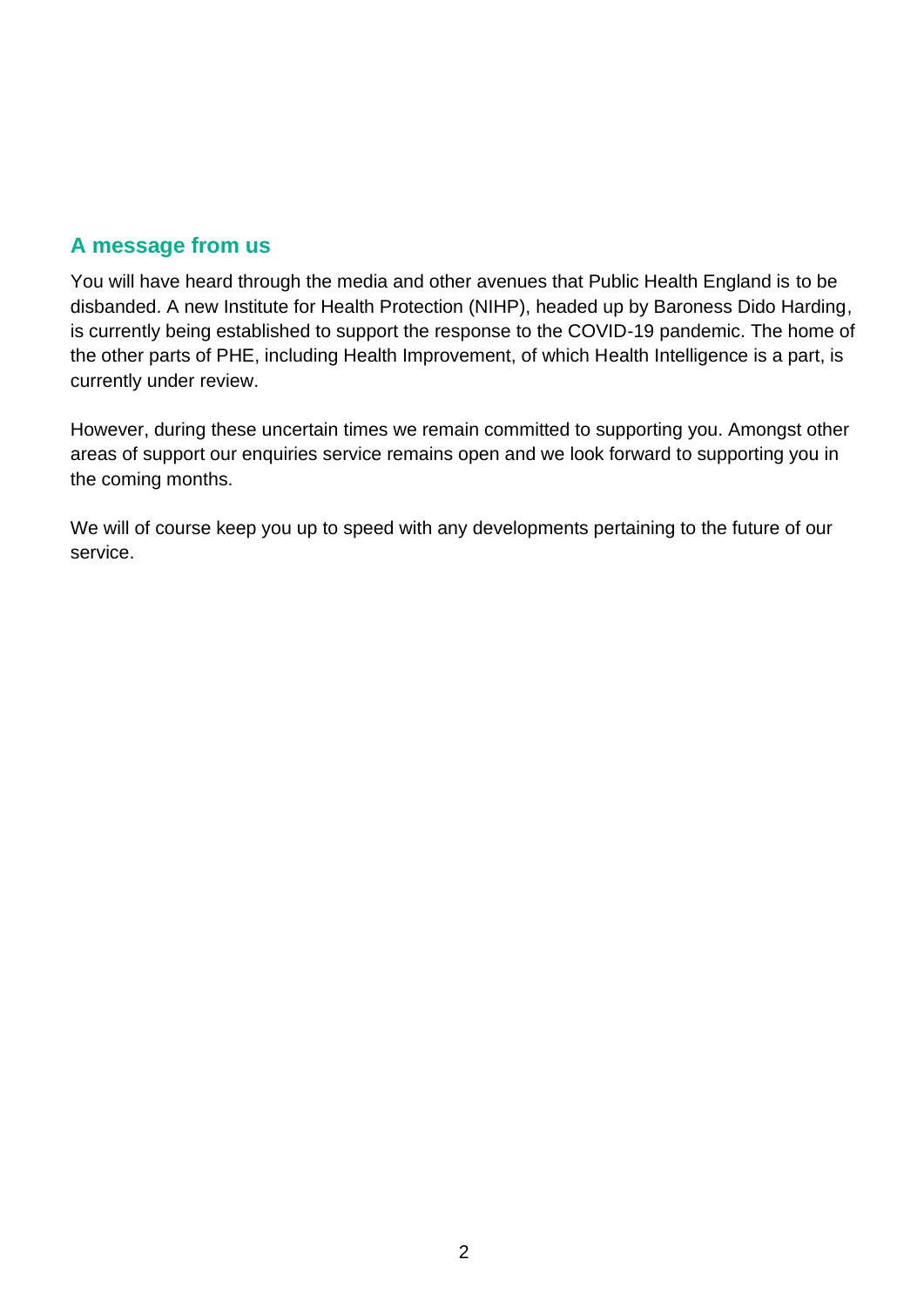## A message from us

You will have heard through the media and other avenues that Public Health England is to be disbanded. A new Institute for Health Protection (NIHP), headed up by Baroness Dido Harding, is currently being established to support the response to the COVID-19 pandemic. The home of the other parts of PHE, including Health Improvement, of which Health Intelligence is a part, is currently under review.

However, during these uncertain times we remain committed to supporting you. Amongst other areas of support our enquiries service remains open and we look forward to supporting you in the coming months.

We will of course keep you up to speed with any developments pertaining to the future of our service.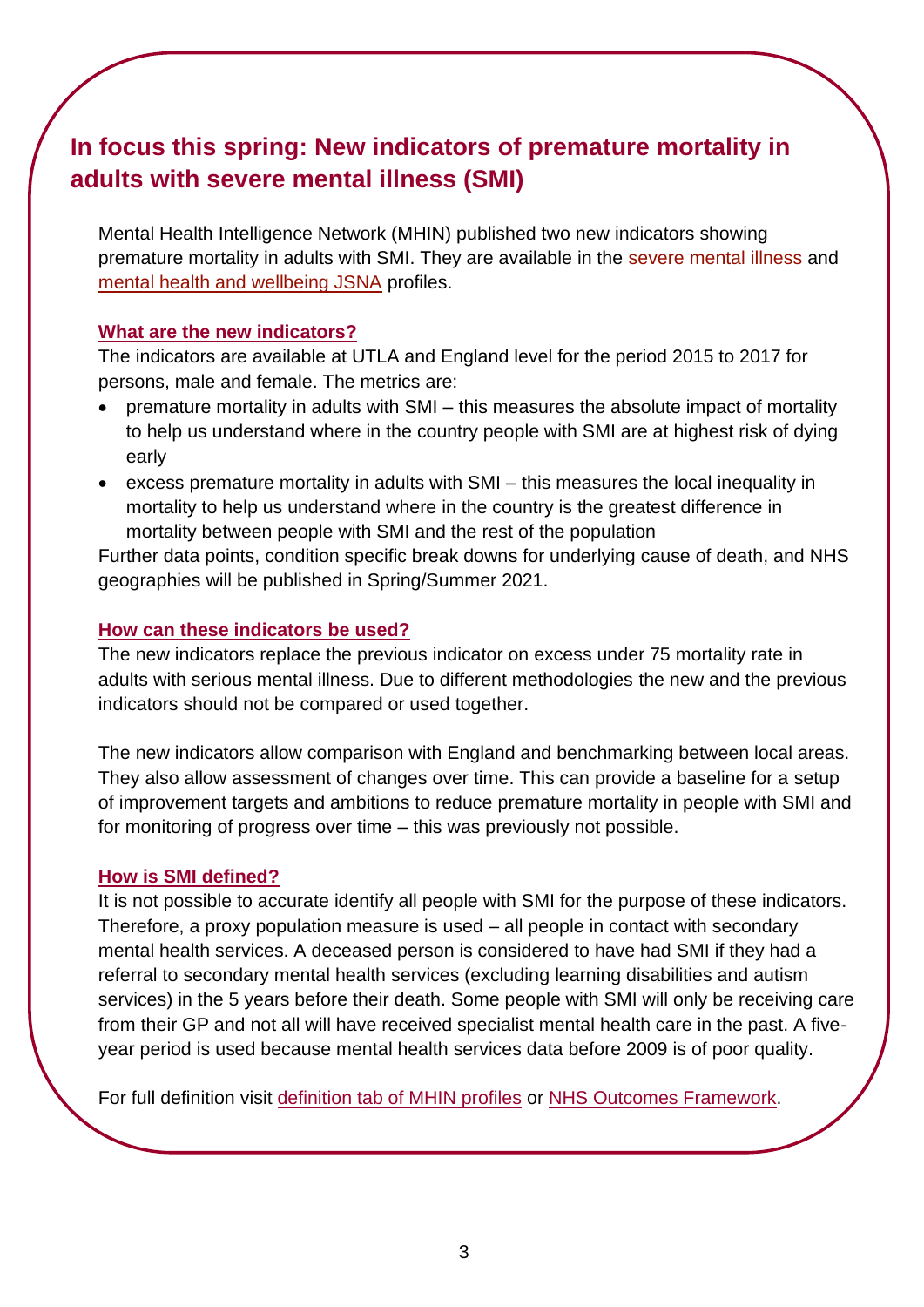## In focus this spring: New indicators of premature mortality in adults with severe mental illness (SMI)

Mental Health Intelligence Network (MHIN) published two new indicators showing premature mortality in adults with SMI. They are available in the severe mental illness and mental health and wellbeing JSNA profiles.

### What are the new indicators?

The indicators are available at UTLA and England level for the period 2015 to 2017 for persons, male and female. The metrics are:

- premature mortality in adults with SMI – this measures the absolute impact of mortality to help us understand where in the country people with SMI are at highest risk of dying early
- excess premature mortality in adults with SMI – this measures the local inequality in mortality to help us understand where in the country is the greatest difference in mortality between people with SMI and the rest of the population

Further data points, condition specific break downs for underlying cause of death, and NHS geographies will be published in Spring/Summer 2021.

### How can these indicators be used?

The new indicators replace the previous indicator on excess under 75 mortality rate in adults with serious mental illness. Due to different methodologies the new and the previous indicators should not be compared or used together.

The new indicators allow comparison with England and benchmarking between local areas. They also allow assessment of changes over time. This can provide a baseline for a setup of improvement targets and ambitions to reduce premature mortality in people with SMI and for monitoring of progress over time – this was previously not possible.

### How is SMI defined?

It is not possible to accurate identify all people with SMI for the purpose of these indicators. Therefore, a proxy population measure is used – all people in contact with secondary mental health services. A deceased person is considered to have had SMI if they had a referral to secondary mental health services (excluding learning disabilities and autism services) in the 5 years before their death. Some people with SMI will only be receiving care from their GP and not all will have received specialist mental health care in the past. A five-year period is used because mental health services data before 2009 is of poor quality.

For full definition visit definition tab of MHIN profiles or NHS Outcomes Framework.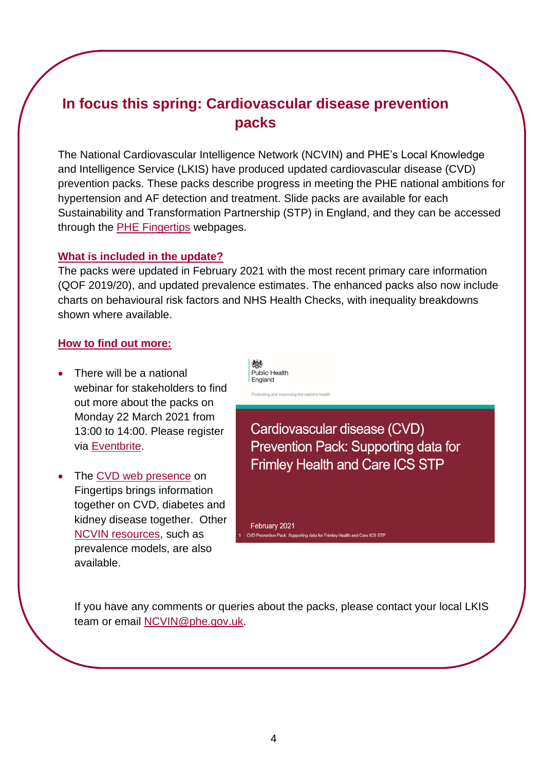## In focus this spring: Cardiovascular disease prevention packs

The National Cardiovascular Intelligence Network (NCVIN) and PHE's Local Knowledge and Intelligence Service (LKIS) have produced updated cardiovascular disease (CVD) prevention packs. These packs describe progress in meeting the PHE national ambitions for hypertension and AF detection and treatment. Slide packs are available for each Sustainability and Transformation Partnership (STP) in England, and they can be accessed through the PHE Fingertips webpages.

### What is included in the update?

The packs were updated in February 2021 with the most recent primary care information (QOF 2019/20), and updated prevalence estimates. The enhanced packs also now include charts on behavioural risk factors and NHS Health Checks, with inequality breakdowns shown where available.

### How to find out more:

- There will be a national webinar for stakeholders to find out more about the packs on Monday 22 March 2021 from 13:00 to 14:00. Please register via Eventbrite.
- The CVD web presence on Fingertips brings information together on CVD, diabetes and kidney disease together. Other NCVIN resources, such as prevalence models, are also available.

Public Health England

Protecting and improving the nation's health

Cardiovascular disease (CVD) Prevention Pack: Supporting data for Frimley Health and Care ICS STP

February 2021

1 CVD Prevention Pack: Supporting data for Frimley Health and Care ICS STP

If you have any comments or queries about the packs, please contact your local LKIS team or email NCVIN@phe.gov.uk.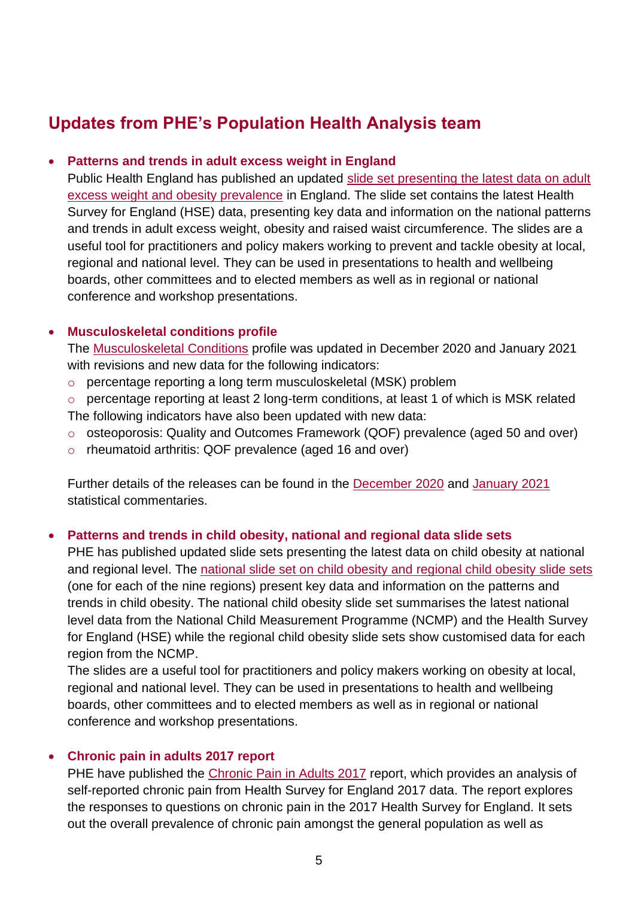## Updates from PHE's Population Health Analysis team

- **Patterns and trends in adult excess weight in England**
  Public Health England has published an updated slide set presenting the latest data on adult excess weight and obesity prevalence in England. The slide set contains the latest Health Survey for England (HSE) data, presenting key data and information on the national patterns and trends in adult excess weight, obesity and raised waist circumference. The slides are a useful tool for practitioners and policy makers working to prevent and tackle obesity at local, regional and national level. They can be used in presentations to health and wellbeing boards, other committees and to elected members as well as in regional or national conference and workshop presentations.

- **Musculoskeletal conditions profile**
  The Musculoskeletal Conditions profile was updated in December 2020 and January 2021 with revisions and new data for the following indicators:
  - percentage reporting a long term musculoskeletal (MSK) problem
  - percentage reporting at least 2 long-term conditions, at least 1 of which is MSK related

  The following indicators have also been updated with new data:
  - osteoporosis: Quality and Outcomes Framework (QOF) prevalence (aged 50 and over)
  - rheumatoid arthritis: QOF prevalence (aged 16 and over)

  Further details of the releases can be found in the December 2020 and January 2021 statistical commentaries.

- **Patterns and trends in child obesity, national and regional data slide sets**
  PHE has published updated slide sets presenting the latest data on child obesity at national and regional level. The national slide set on child obesity and regional child obesity slide sets (one for each of the nine regions) present key data and information on the patterns and trends in child obesity. The national child obesity slide set summarises the latest national level data from the National Child Measurement Programme (NCMP) and the Health Survey for England (HSE) while the regional child obesity slide sets show customised data for each region from the NCMP.
  The slides are a useful tool for practitioners and policy makers working on obesity at local, regional and national level. They can be used in presentations to health and wellbeing boards, other committees and to elected members as well as in regional or national conference and workshop presentations.

- **Chronic pain in adults 2017 report**
  PHE have published the Chronic Pain in Adults 2017 report, which provides an analysis of self-reported chronic pain from Health Survey for England 2017 data. The report explores the responses to questions on chronic pain in the 2017 Health Survey for England. It sets out the overall prevalence of chronic pain amongst the general population as well as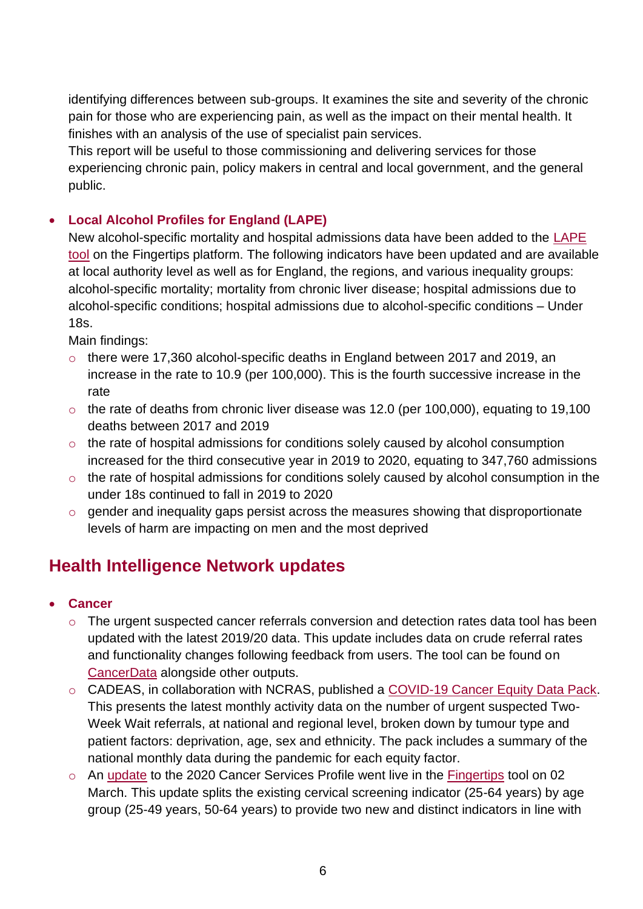identifying differences between sub-groups. It examines the site and severity of the chronic pain for those who are experiencing pain, as well as the impact on their mental health. It finishes with an analysis of the use of specialist pain services.

This report will be useful to those commissioning and delivering services for those experiencing chronic pain, policy makers in central and local government, and the general public.

- **Local Alcohol Profiles for England (LAPE)**
  New alcohol-specific mortality and hospital admissions data have been added to the LAPE tool on the Fingertips platform. The following indicators have been updated and are available at local authority level as well as for England, the regions, and various inequality groups: alcohol-specific mortality; mortality from chronic liver disease; hospital admissions due to alcohol-specific conditions; hospital admissions due to alcohol-specific conditions – Under 18s.
  Main findings:
  - there were 17,360 alcohol-specific deaths in England between 2017 and 2019, an increase in the rate to 10.9 (per 100,000). This is the fourth successive increase in the rate
  - the rate of deaths from chronic liver disease was 12.0 (per 100,000), equating to 19,100 deaths between 2017 and 2019
  - the rate of hospital admissions for conditions solely caused by alcohol consumption increased for the third consecutive year in 2019 to 2020, equating to 347,760 admissions
  - the rate of hospital admissions for conditions solely caused by alcohol consumption in the under 18s continued to fall in 2019 to 2020
  - gender and inequality gaps persist across the measures showing that disproportionate levels of harm are impacting on men and the most deprived

## Health Intelligence Network updates

- **Cancer**
  - The urgent suspected cancer referrals conversion and detection rates data tool has been updated with the latest 2019/20 data. This update includes data on crude referral rates and functionality changes following feedback from users. The tool can be found on CancerData alongside other outputs.
  - CADEAS, in collaboration with NCRAS, published a COVID-19 Cancer Equity Data Pack. This presents the latest monthly activity data on the number of urgent suspected Two-Week Wait referrals, at national and regional level, broken down by tumour type and patient factors: deprivation, age, sex and ethnicity. The pack includes a summary of the national monthly data during the pandemic for each equity factor.
  - An update to the 2020 Cancer Services Profile went live in the Fingertips tool on 02 March. This update splits the existing cervical screening indicator (25-64 years) by age group (25-49 years, 50-64 years) to provide two new and distinct indicators in line with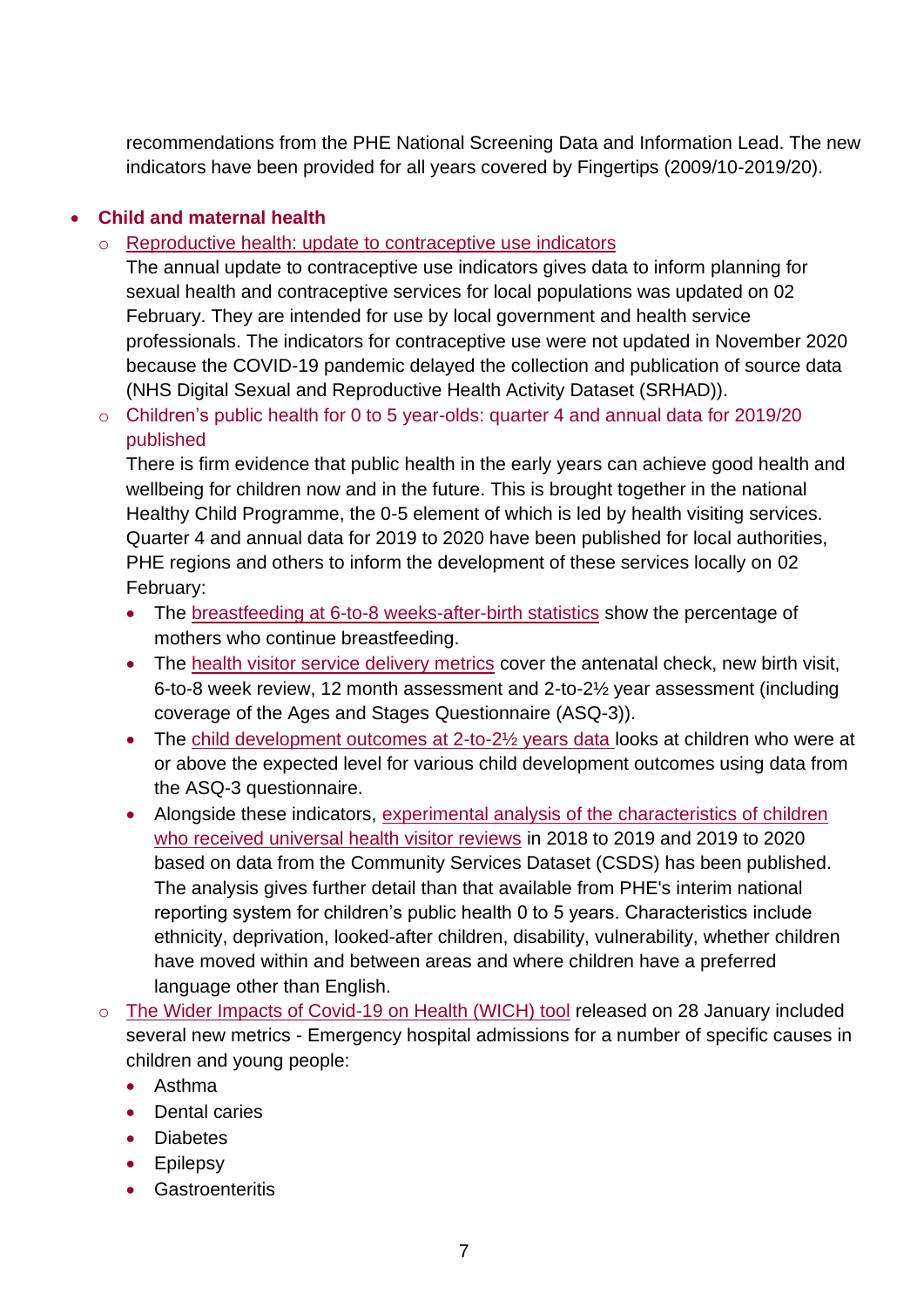recommendations from the PHE National Screening Data and Information Lead. The new indicators have been provided for all years covered by Fingertips (2009/10-2019/20).

- **Child and maternal health**
  - Reproductive health: update to contraceptive use indicators
    The annual update to contraceptive use indicators gives data to inform planning for sexual health and contraceptive services for local populations was updated on 02 February. They are intended for use by local government and health service professionals. The indicators for contraceptive use were not updated in November 2020 because the COVID-19 pandemic delayed the collection and publication of source data (NHS Digital Sexual and Reproductive Health Activity Dataset (SRHAD)).
  - Children's public health for 0 to 5 year-olds: quarter 4 and annual data for 2019/20 published
    There is firm evidence that public health in the early years can achieve good health and wellbeing for children now and in the future. This is brought together in the national Healthy Child Programme, the 0-5 element of which is led by health visiting services. Quarter 4 and annual data for 2019 to 2020 have been published for local authorities, PHE regions and others to inform the development of these services locally on 02 February:
    - The breastfeeding at 6-to-8 weeks-after-birth statistics show the percentage of mothers who continue breastfeeding.
    - The health visitor service delivery metrics cover the antenatal check, new birth visit, 6-to-8 week review, 12 month assessment and 2-to-2½ year assessment (including coverage of the Ages and Stages Questionnaire (ASQ-3)).
    - The child development outcomes at 2-to-2½ years data looks at children who were at or above the expected level for various child development outcomes using data from the ASQ-3 questionnaire.
    - Alongside these indicators, experimental analysis of the characteristics of children who received universal health visitor reviews in 2018 to 2019 and 2019 to 2020 based on data from the Community Services Dataset (CSDS) has been published. The analysis gives further detail than that available from PHE's interim national reporting system for children's public health 0 to 5 years. Characteristics include ethnicity, deprivation, looked-after children, disability, vulnerability, whether children have moved within and between areas and where children have a preferred language other than English.
  - The Wider Impacts of Covid-19 on Health (WICH) tool released on 28 January included several new metrics - Emergency hospital admissions for a number of specific causes in children and young people:
    - Asthma
    - Dental caries
    - Diabetes
    - Epilepsy
    - Gastroenteritis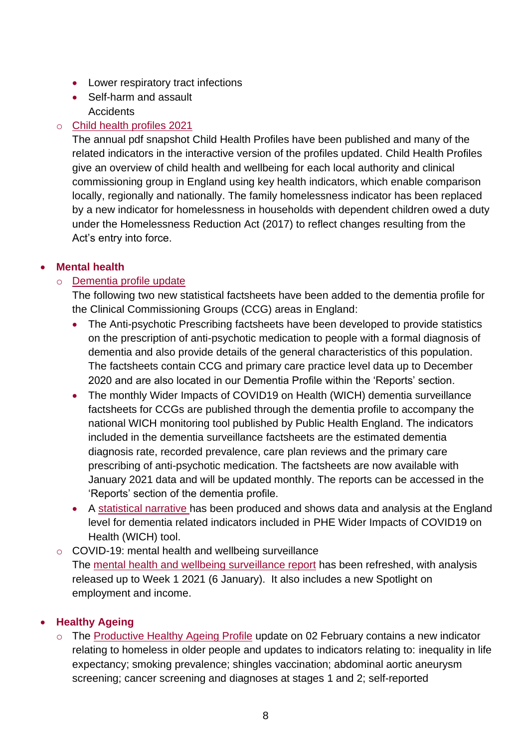- Lower respiratory tract infections
- Self-harm and assault
  Accidents

  - Child health profiles 2021
    The annual pdf snapshot Child Health Profiles have been published and many of the related indicators in the interactive version of the profiles updated. Child Health Profiles give an overview of child health and wellbeing for each local authority and clinical commissioning group in England using key health indicators, which enable comparison locally, regionally and nationally. The family homelessness indicator has been replaced by a new indicator for homelessness in households with dependent children owed a duty under the Homelessness Reduction Act (2017) to reflect changes resulting from the Act's entry into force.

- **Mental health**
  - Dementia profile update
    The following two new statistical factsheets have been added to the dementia profile for the Clinical Commissioning Groups (CCG) areas in England:
    - The Anti-psychotic Prescribing factsheets have been developed to provide statistics on the prescription of anti-psychotic medication to people with a formal diagnosis of dementia and also provide details of the general characteristics of this population. The factsheets contain CCG and primary care practice level data up to December 2020 and are also located in our Dementia Profile within the 'Reports' section.
    - The monthly Wider Impacts of COVID19 on Health (WICH) dementia surveillance factsheets for CCGs are published through the dementia profile to accompany the national WICH monitoring tool published by Public Health England. The indicators included in the dementia surveillance factsheets are the estimated dementia diagnosis rate, recorded prevalence, care plan reviews and the primary care prescribing of anti-psychotic medication. The factsheets are now available with January 2021 data and will be updated monthly. The reports can be accessed in the 'Reports' section of the dementia profile.
    - A statistical narrative has been produced and shows data and analysis at the England level for dementia related indicators included in PHE Wider Impacts of COVID19 on Health (WICH) tool.
  - COVID-19: mental health and wellbeing surveillance
    The mental health and wellbeing surveillance report has been refreshed, with analysis released up to Week 1 2021 (6 January). It also includes a new Spotlight on employment and income.

- **Healthy Ageing**
  - The Productive Healthy Ageing Profile update on 02 February contains a new indicator relating to homeless in older people and updates to indicators relating to: inequality in life expectancy; smoking prevalence; shingles vaccination; abdominal aortic aneurysm screening; cancer screening and diagnoses at stages 1 and 2; self-reported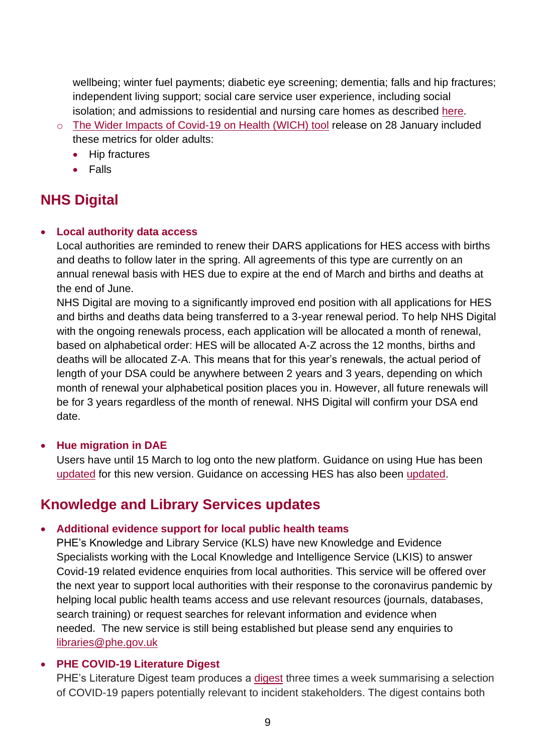wellbeing; winter fuel payments; diabetic eye screening; dementia; falls and hip fractures; independent living support; social care service user experience, including social isolation; and admissions to residential and nursing care homes as described here.

  - The Wider Impacts of Covid-19 on Health (WICH) tool release on 28 January included these metrics for older adults:
    - Hip fractures
    - Falls

## NHS Digital

- **Local authority data access**
  Local authorities are reminded to renew their DARS applications for HES access with births and deaths to follow later in the spring. All agreements of this type are currently on an annual renewal basis with HES due to expire at the end of March and births and deaths at the end of June.
  NHS Digital are moving to a significantly improved end position with all applications for HES and births and deaths data being transferred to a 3-year renewal period. To help NHS Digital with the ongoing renewals process, each application will be allocated a month of renewal, based on alphabetical order: HES will be allocated A-Z across the 12 months, births and deaths will be allocated Z-A. This means that for this year's renewals, the actual period of length of your DSA could be anywhere between 2 years and 3 years, depending on which month of renewal your alphabetical position places you in. However, all future renewals will be for 3 years regardless of the month of renewal. NHS Digital will confirm your DSA end date.

- **Hue migration in DAE**
  Users have until 15 March to log onto the new platform. Guidance on using Hue has been updated for this new version. Guidance on accessing HES has also been updated.

## Knowledge and Library Services updates

- **Additional evidence support for local public health teams**
  PHE's Knowledge and Library Service (KLS) have new Knowledge and Evidence Specialists working with the Local Knowledge and Intelligence Service (LKIS) to answer Covid-19 related evidence enquiries from local authorities. This service will be offered over the next year to support local authorities with their response to the coronavirus pandemic by helping local public health teams access and use relevant resources (journals, databases, search training) or request searches for relevant information and evidence when needed. The new service is still being established but please send any enquiries to libraries@phe.gov.uk

- **PHE COVID-19 Literature Digest**
  PHE's Literature Digest team produces a digest three times a week summarising a selection of COVID-19 papers potentially relevant to incident stakeholders. The digest contains both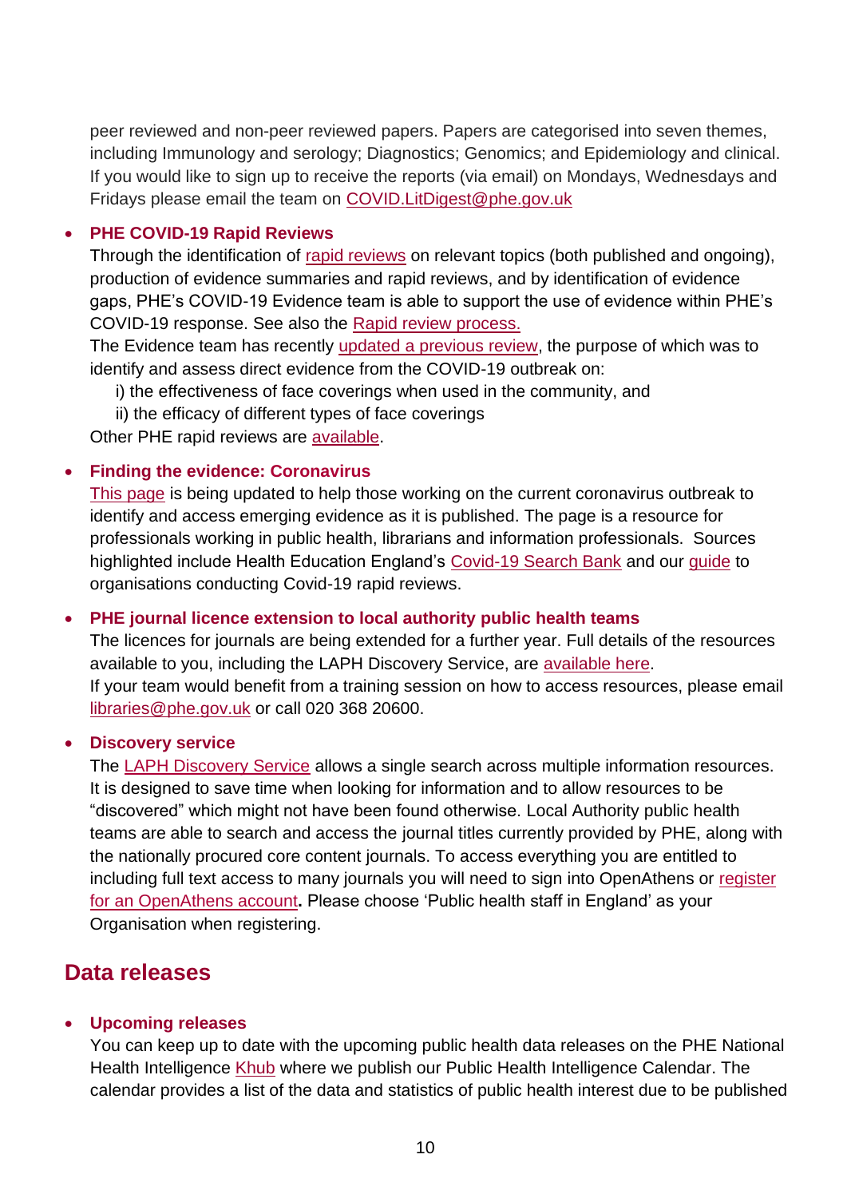peer reviewed and non-peer reviewed papers. Papers are categorised into seven themes, including Immunology and serology; Diagnostics; Genomics; and Epidemiology and clinical. If you would like to sign up to receive the reports (via email) on Mondays, Wednesdays and Fridays please email the team on COVID.LitDigest@phe.gov.uk

- **PHE COVID-19 Rapid Reviews**
  Through the identification of rapid reviews on relevant topics (both published and ongoing), production of evidence summaries and rapid reviews, and by identification of evidence gaps, PHE's COVID-19 Evidence team is able to support the use of evidence within PHE's COVID-19 response. See also the Rapid review process.
  The Evidence team has recently updated a previous review, the purpose of which was to identify and assess direct evidence from the COVID-19 outbreak on:
  i) the effectiveness of face coverings when used in the community, and
  ii) the efficacy of different types of face coverings
  Other PHE rapid reviews are available.

- **Finding the evidence: Coronavirus**
  This page is being updated to help those working on the current coronavirus outbreak to identify and access emerging evidence as it is published. The page is a resource for professionals working in public health, librarians and information professionals. Sources highlighted include Health Education England's Covid-19 Search Bank and our guide to organisations conducting Covid-19 rapid reviews.

- **PHE journal licence extension to local authority public health teams**
  The licences for journals are being extended for a further year. Full details of the resources available to you, including the LAPH Discovery Service, are available here.
  If your team would benefit from a training session on how to access resources, please email libraries@phe.gov.uk or call 020 368 20600.

- **Discovery service**
  The LAPH Discovery Service allows a single search across multiple information resources. It is designed to save time when looking for information and to allow resources to be "discovered" which might not have been found otherwise. Local Authority public health teams are able to search and access the journal titles currently provided by PHE, along with the nationally procured core content journals. To access everything you are entitled to including full text access to many journals you will need to sign into OpenAthens or register for an OpenAthens account**.** Please choose 'Public health staff in England' as your Organisation when registering.

## Data releases

- **Upcoming releases**
  You can keep up to date with the upcoming public health data releases on the PHE National Health Intelligence Khub where we publish our Public Health Intelligence Calendar. The calendar provides a list of the data and statistics of public health interest due to be published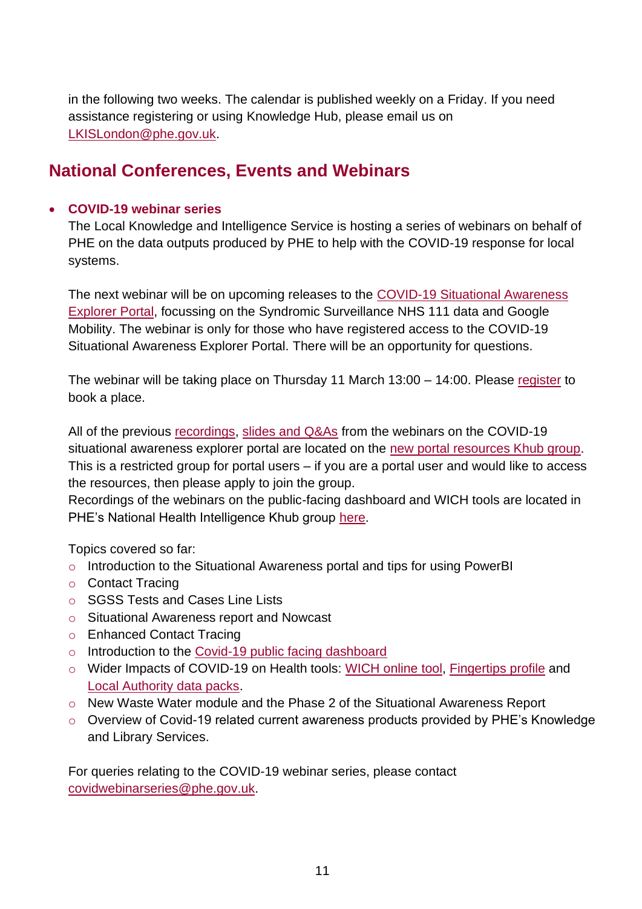in the following two weeks. The calendar is published weekly on a Friday. If you need assistance registering or using Knowledge Hub, please email us on LKISLondon@phe.gov.uk.

## National Conferences, Events and Webinars

- **COVID-19 webinar series**

  The Local Knowledge and Intelligence Service is hosting a series of webinars on behalf of PHE on the data outputs produced by PHE to help with the COVID-19 response for local systems.

  The next webinar will be on upcoming releases to the COVID-19 Situational Awareness Explorer Portal, focussing on the Syndromic Surveillance NHS 111 data and Google Mobility. The webinar is only for those who have registered access to the COVID-19 Situational Awareness Explorer Portal. There will be an opportunity for questions.

  The webinar will be taking place on Thursday 11 March 13:00 – 14:00. Please register to book a place.

  All of the previous recordings, slides and Q&As from the webinars on the COVID-19 situational awareness explorer portal are located on the new portal resources Khub group. This is a restricted group for portal users – if you are a portal user and would like to access the resources, then please apply to join the group.
  Recordings of the webinars on the public-facing dashboard and WICH tools are located in PHE's National Health Intelligence Khub group here.

  Topics covered so far:
  - Introduction to the Situational Awareness portal and tips for using PowerBI
  - Contact Tracing
  - SGSS Tests and Cases Line Lists
  - Situational Awareness report and Nowcast
  - Enhanced Contact Tracing
  - Introduction to the Covid-19 public facing dashboard
  - Wider Impacts of COVID-19 on Health tools: WICH online tool, Fingertips profile and Local Authority data packs.
  - New Waste Water module and the Phase 2 of the Situational Awareness Report
  - Overview of Covid-19 related current awareness products provided by PHE's Knowledge and Library Services.

  For queries relating to the COVID-19 webinar series, please contact covidwebinarseries@phe.gov.uk.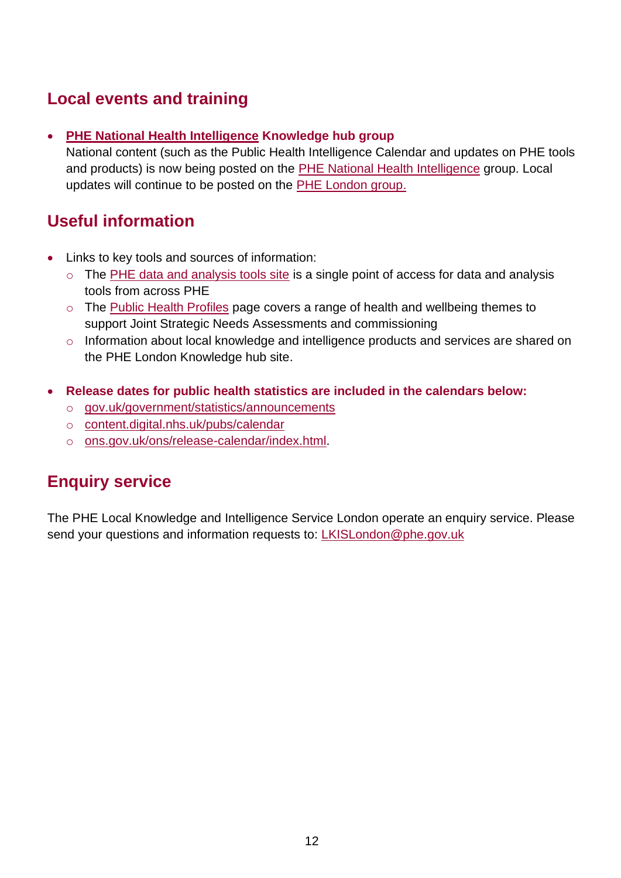## Local events and training

- **PHE National Health Intelligence Knowledge hub group**
  National content (such as the Public Health Intelligence Calendar and updates on PHE tools and products) is now being posted on the PHE National Health Intelligence group. Local updates will continue to be posted on the PHE London group.

## Useful information

- Links to key tools and sources of information:
  - The PHE data and analysis tools site is a single point of access for data and analysis tools from across PHE
  - The Public Health Profiles page covers a range of health and wellbeing themes to support Joint Strategic Needs Assessments and commissioning
  - Information about local knowledge and intelligence products and services are shared on the PHE London Knowledge hub site.

- **Release dates for public health statistics are included in the calendars below:**
  - gov.uk/government/statistics/announcements
  - content.digital.nhs.uk/pubs/calendar
  - ons.gov.uk/ons/release-calendar/index.html.

## Enquiry service

The PHE Local Knowledge and Intelligence Service London operate an enquiry service. Please send your questions and information requests to: LKISLondon@phe.gov.uk